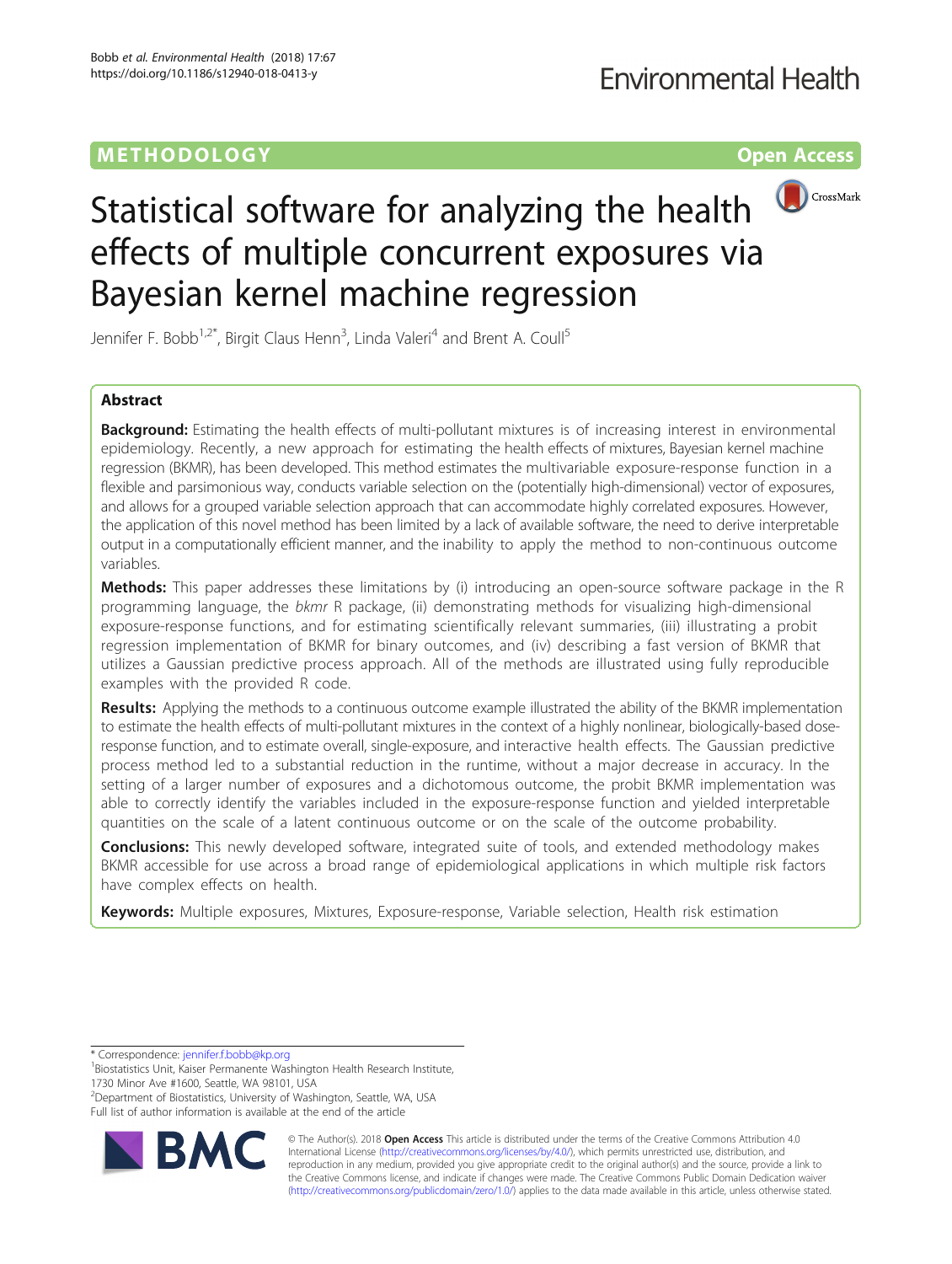METHODOLOGY

Open Access

# Statistical software for analyzing the health effects of multiple concurrent exposures via Bayesian kernel machine regression

Jennifer F. Bobb[1,2*], Birgit Claus Henn[3], Linda Valeri[4] and Brent A. Coull[5]

## Abstract

**Background:** Estimating the health effects of multi-pollutant mixtures is of increasing interest in environmental epidemiology. Recently, a new approach for estimating the health effects of mixtures, Bayesian kernel machine regression (BKMR), has been developed. This method estimates the multivariable exposure-response function in a flexible and parsimonious way, conducts variable selection on the (potentially high-dimensional) vector of exposures, and allows for a grouped variable selection approach that can accommodate highly correlated exposures. However, the application of this novel method has been limited by a lack of available software, the need to derive interpretable output in a computationally efficient manner, and the inability to apply the method to non-continuous outcome variables.

**Methods:** This paper addresses these limitations by (i) introducing an open-source software package in the R programming language, the *bkmr* R package, (ii) demonstrating methods for visualizing high-dimensional exposure-response functions, and for estimating scientifically relevant summaries, (iii) illustrating a probit regression implementation of BKMR for binary outcomes, and (iv) describing a fast version of BKMR that utilizes a Gaussian predictive process approach. All of the methods are illustrated using fully reproducible examples with the provided R code.

**Results:** Applying the methods to a continuous outcome example illustrated the ability of the BKMR implementation to estimate the health effects of multi-pollutant mixtures in the context of a highly nonlinear, biologically-based dose-response function, and to estimate overall, single-exposure, and interactive health effects. The Gaussian predictive process method led to a substantial reduction in the runtime, without a major decrease in accuracy. In the setting of a larger number of exposures and a dichotomous outcome, the probit BKMR implementation was able to correctly identify the variables included in the exposure-response function and yielded interpretable quantities on the scale of a latent continuous outcome or on the scale of the outcome probability.

**Conclusions:** This newly developed software, integrated suite of tools, and extended methodology makes BKMR accessible for use across a broad range of epidemiological applications in which multiple risk factors have complex effects on health.

**Keywords:** Multiple exposures, Mixtures, Exposure-response, Variable selection, Health risk estimation

---

\* Correspondence: jennifer.f.bobb@kp.org

[1]Biostatistics Unit, Kaiser Permanente Washington Health Research Institute, 1730 Minor Ave #1600, Seattle, WA 98101, USA

[2]Department of Biostatistics, University of Washington, Seattle, WA, USA

Full list of author information is available at the end of the article

© The Author(s). 2018 **Open Access** This article is distributed under the terms of the Creative Commons Attribution 4.0 International License (http://creativecommons.org/licenses/by/4.0/), which permits unrestricted use, distribution, and reproduction in any medium, provided you give appropriate credit to the original author(s) and the source, provide a link to the Creative Commons license, and indicate if changes were made. The Creative Commons Public Domain Dedication waiver (http://creativecommons.org/publicdomain/zero/1.0/) applies to the data made available in this article, unless otherwise stated.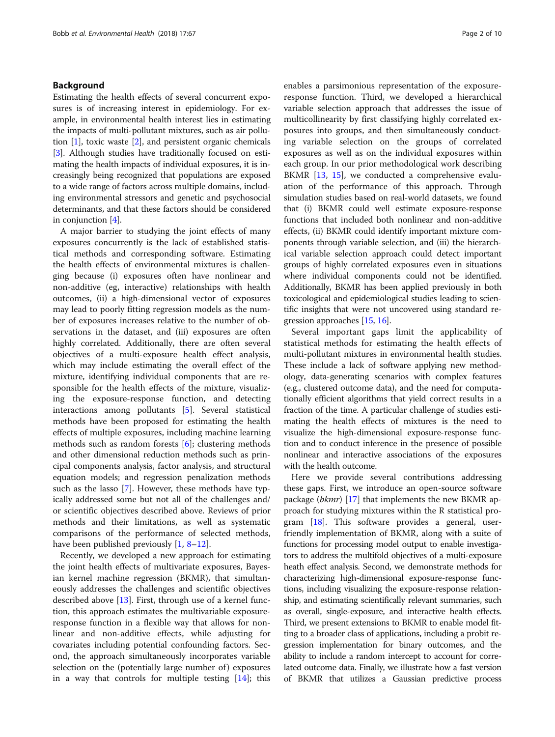## Background

Estimating the health effects of several concurrent exposures is of increasing interest in epidemiology. For example, in environmental health interest lies in estimating the impacts of multi-pollutant mixtures, such as air pollution [1], toxic waste [2], and persistent organic chemicals [3]. Although studies have traditionally focused on estimating the health impacts of individual exposures, it is increasingly being recognized that populations are exposed to a wide range of factors across multiple domains, including environmental stressors and genetic and psychosocial determinants, and that these factors should be considered in conjunction [4].

A major barrier to studying the joint effects of many exposures concurrently is the lack of established statistical methods and corresponding software. Estimating the health effects of environmental mixtures is challenging because (i) exposures often have nonlinear and non-additive (eg, interactive) relationships with health outcomes, (ii) a high-dimensional vector of exposures may lead to poorly fitting regression models as the number of exposures increases relative to the number of observations in the dataset, and (iii) exposures are often highly correlated. Additionally, there are often several objectives of a multi-exposure health effect analysis, which may include estimating the overall effect of the mixture, identifying individual components that are responsible for the health effects of the mixture, visualizing the exposure-response function, and detecting interactions among pollutants [5]. Several statistical methods have been proposed for estimating the health effects of multiple exposures, including machine learning methods such as random forests [6]; clustering methods and other dimensional reduction methods such as principal components analysis, factor analysis, and structural equation models; and regression penalization methods such as the lasso [7]. However, these methods have typically addressed some but not all of the challenges and/or scientific objectives described above. Reviews of prior methods and their limitations, as well as systematic comparisons of the performance of selected methods, have been published previously [1, 8–12].

Recently, we developed a new approach for estimating the joint health effects of multivariate exposures, Bayesian kernel machine regression (BKMR), that simultaneously addresses the challenges and scientific objectives described above [13]. First, through use of a kernel function, this approach estimates the multivariable exposure-response function in a flexible way that allows for nonlinear and non-additive effects, while adjusting for covariates including potential confounding factors. Second, the approach simultaneously incorporates variable selection on the (potentially large number of) exposures in a way that controls for multiple testing [14]; this enables a parsimonious representation of the exposure-response function. Third, we developed a hierarchical variable selection approach that addresses the issue of multicollinearity by first classifying highly correlated exposures into groups, and then simultaneously conducting variable selection on the groups of correlated exposures as well as on the individual exposures within each group. In our prior methodological work describing BKMR [13, 15], we conducted a comprehensive evaluation of the performance of this approach. Through simulation studies based on real-world datasets, we found that (i) BKMR could well estimate exposure-response functions that included both nonlinear and non-additive effects, (ii) BKMR could identify important mixture components through variable selection, and (iii) the hierarchical variable selection approach could detect important groups of highly correlated exposures even in situations where individual components could not be identified. Additionally, BKMR has been applied previously in both toxicological and epidemiological studies leading to scientific insights that were not uncovered using standard regression approaches [15, 16].

Several important gaps limit the applicability of statistical methods for estimating the health effects of multi-pollutant mixtures in environmental health studies. These include a lack of software applying new methodology, data-generating scenarios with complex features (e.g., clustered outcome data), and the need for computationally efficient algorithms that yield correct results in a fraction of the time. A particular challenge of studies estimating the health effects of mixtures is the need to visualize the high-dimensional exposure-response function and to conduct inference in the presence of possible nonlinear and interactive associations of the exposures with the health outcome.

Here we provide several contributions addressing these gaps. First, we introduce an open-source software package (*bkmr*) [17] that implements the new BKMR approach for studying mixtures within the R statistical program [18]. This software provides a general, user-friendly implementation of BKMR, along with a suite of functions for processing model output to enable investigators to address the multifold objectives of a multi-exposure heath effect analysis. Second, we demonstrate methods for characterizing high-dimensional exposure-response functions, including visualizing the exposure-response relationship, and estimating scientifically relevant summaries, such as overall, single-exposure, and interactive health effects. Third, we present extensions to BKMR to enable model fitting to a broader class of applications, including a probit regression implementation for binary outcomes, and the ability to include a random intercept to account for correlated outcome data. Finally, we illustrate how a fast version of BKMR that utilizes a Gaussian predictive process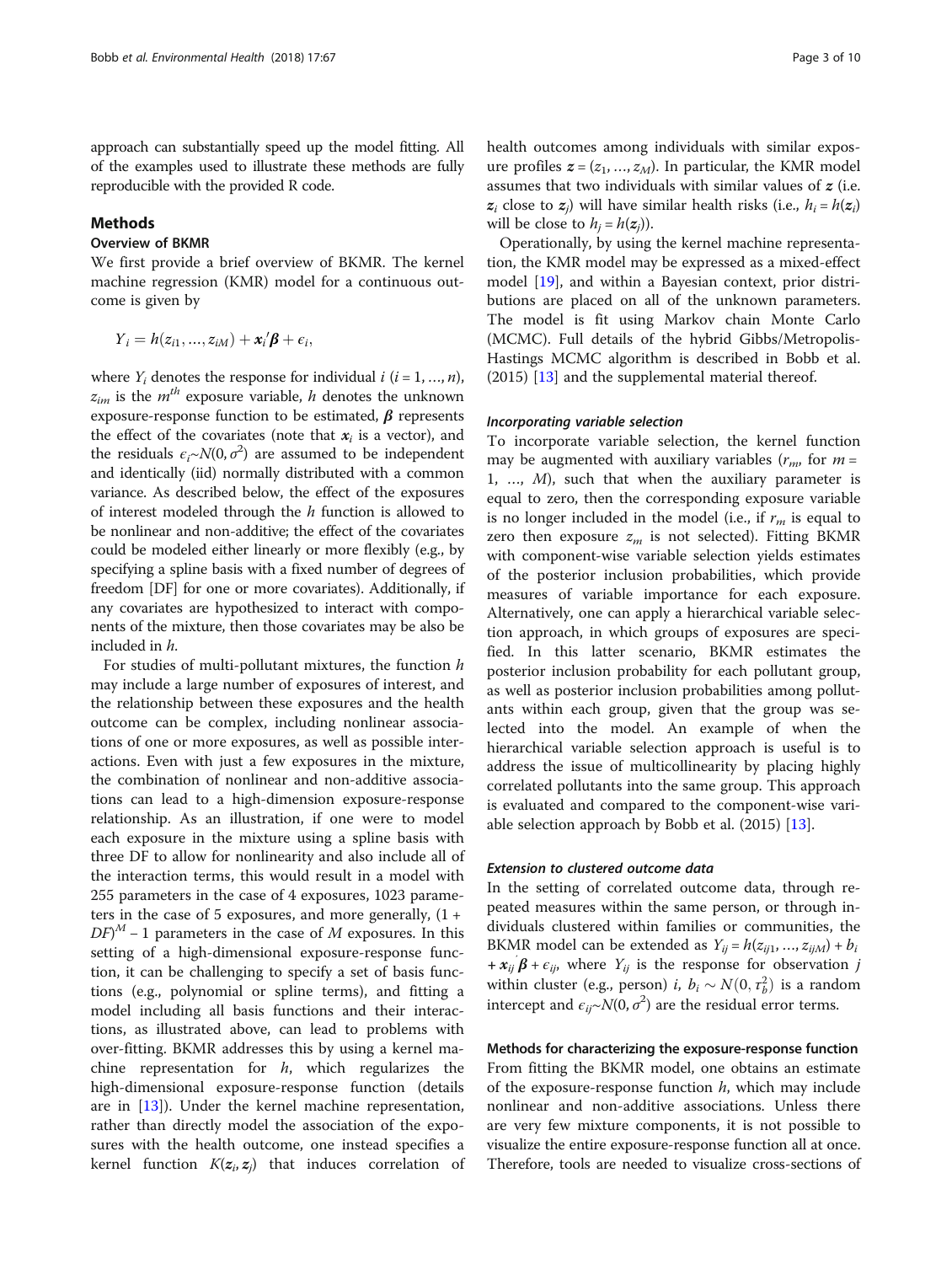approach can substantially speed up the model fitting. All of the examples used to illustrate these methods are fully reproducible with the provided R code.

## Methods

### Overview of BKMR

We first provide a brief overview of BKMR. The kernel machine regression (KMR) model for a continuous outcome is given by

$$Y_i = h(z_{i1}, \ldots, z_{iM}) + \boldsymbol{x}_i{}'\boldsymbol{\beta} + \epsilon_i,$$

where $Y_i$ denotes the response for individual $i$ ($i = 1, \ldots, n$), $z_{im}$ is the $m^{th}$ exposure variable, $h$ denotes the unknown exposure-response function to be estimated, $\boldsymbol{\beta}$ represents the effect of the covariates (note that $\boldsymbol{x}_i$ is a vector), and the residuals $\epsilon_i \sim N(0, \sigma^2)$ are assumed to be independent and identically (iid) normally distributed with a common variance. As described below, the effect of the exposures of interest modeled through the $h$ function is allowed to be nonlinear and non-additive; the effect of the covariates could be modeled either linearly or more flexibly (e.g., by specifying a spline basis with a fixed number of degrees of freedom [DF] for one or more covariates). Additionally, if any covariates are hypothesized to interact with components of the mixture, then those covariates may be also be included in $h$.

For studies of multi-pollutant mixtures, the function $h$ may include a large number of exposures of interest, and the relationship between these exposures and the health outcome can be complex, including nonlinear associations of one or more exposures, as well as possible interactions. Even with just a few exposures in the mixture, the combination of nonlinear and non-additive associations can lead to a high-dimension exposure-response relationship. As an illustration, if one were to model each exposure in the mixture using a spline basis with three DF to allow for nonlinearity and also include all of the interaction terms, this would result in a model with 255 parameters in the case of 4 exposures, 1023 parameters in the case of 5 exposures, and more generally, $(1 + DF)^M - 1$ parameters in the case of $M$ exposures. In this setting of a high-dimensional exposure-response function, it can be challenging to specify a set of basis functions (e.g., polynomial or spline terms), and fitting a model including all basis functions and their interactions, as illustrated above, can lead to problems with over-fitting. BKMR addresses this by using a kernel machine representation for $h$, which regularizes the high-dimensional exposure-response function (details are in [13]). Under the kernel machine representation, rather than directly model the association of the exposures with the health outcome, one instead specifies a kernel function $K(\boldsymbol{z}_i, \boldsymbol{z}_j)$ that induces correlation of health outcomes among individuals with similar exposure profiles $\boldsymbol{z} = (z_1, \ldots, z_M)$. In particular, the KMR model assumes that two individuals with similar values of $\boldsymbol{z}$ (i.e. $\boldsymbol{z}_i$ close to $\boldsymbol{z}_j$) will have similar health risks (i.e., $h_i = h(\boldsymbol{z}_i)$ will be close to $h_j = h(\boldsymbol{z}_j)$).

Operationally, by using the kernel machine representation, the KMR model may be expressed as a mixed-effect model [19], and within a Bayesian context, prior distributions are placed on all of the unknown parameters. The model is fit using Markov chain Monte Carlo (MCMC). Full details of the hybrid Gibbs/Metropolis-Hastings MCMC algorithm is described in Bobb et al. (2015) [13] and the supplemental material thereof.

#### *Incorporating variable selection*

To incorporate variable selection, the kernel function may be augmented with auxiliary variables ($r_m$, for $m = 1, \ldots, M$), such that when the auxiliary parameter is equal to zero, then the corresponding exposure variable is no longer included in the model (i.e., if $r_m$ is equal to zero then exposure $z_m$ is not selected). Fitting BKMR with component-wise variable selection yields estimates of the posterior inclusion probabilities, which provide measures of variable importance for each exposure. Alternatively, one can apply a hierarchical variable selection approach, in which groups of exposures are specified. In this latter scenario, BKMR estimates the posterior inclusion probability for each pollutant group, as well as posterior inclusion probabilities among pollutants within each group, given that the group was selected into the model. An example of when the hierarchical variable selection approach is useful is to address the issue of multicollinearity by placing highly correlated pollutants into the same group. This approach is evaluated and compared to the component-wise variable selection approach by Bobb et al. (2015) [13].

#### *Extension to clustered outcome data*

In the setting of correlated outcome data, through repeated measures within the same person, or through individuals clustered within families or communities, the BKMR model can be extended as $Y_{ij} = h(z_{ij1}, \ldots, z_{ijM}) + b_i + \boldsymbol{x}_{ij}{}'\boldsymbol{\beta} + \epsilon_{ij}$, where $Y_{ij}$ is the response for observation $j$ within cluster (e.g., person) $i$, $b_i \sim N(0, \tau_b^2)$ is a random intercept and $\epsilon_{ij} \sim N(0, \sigma^2)$ are the residual error terms.

### Methods for characterizing the exposure-response function

From fitting the BKMR model, one obtains an estimate of the exposure-response function $h$, which may include nonlinear and non-additive associations. Unless there are very few mixture components, it is not possible to visualize the entire exposure-response function all at once. Therefore, tools are needed to visualize cross-sections of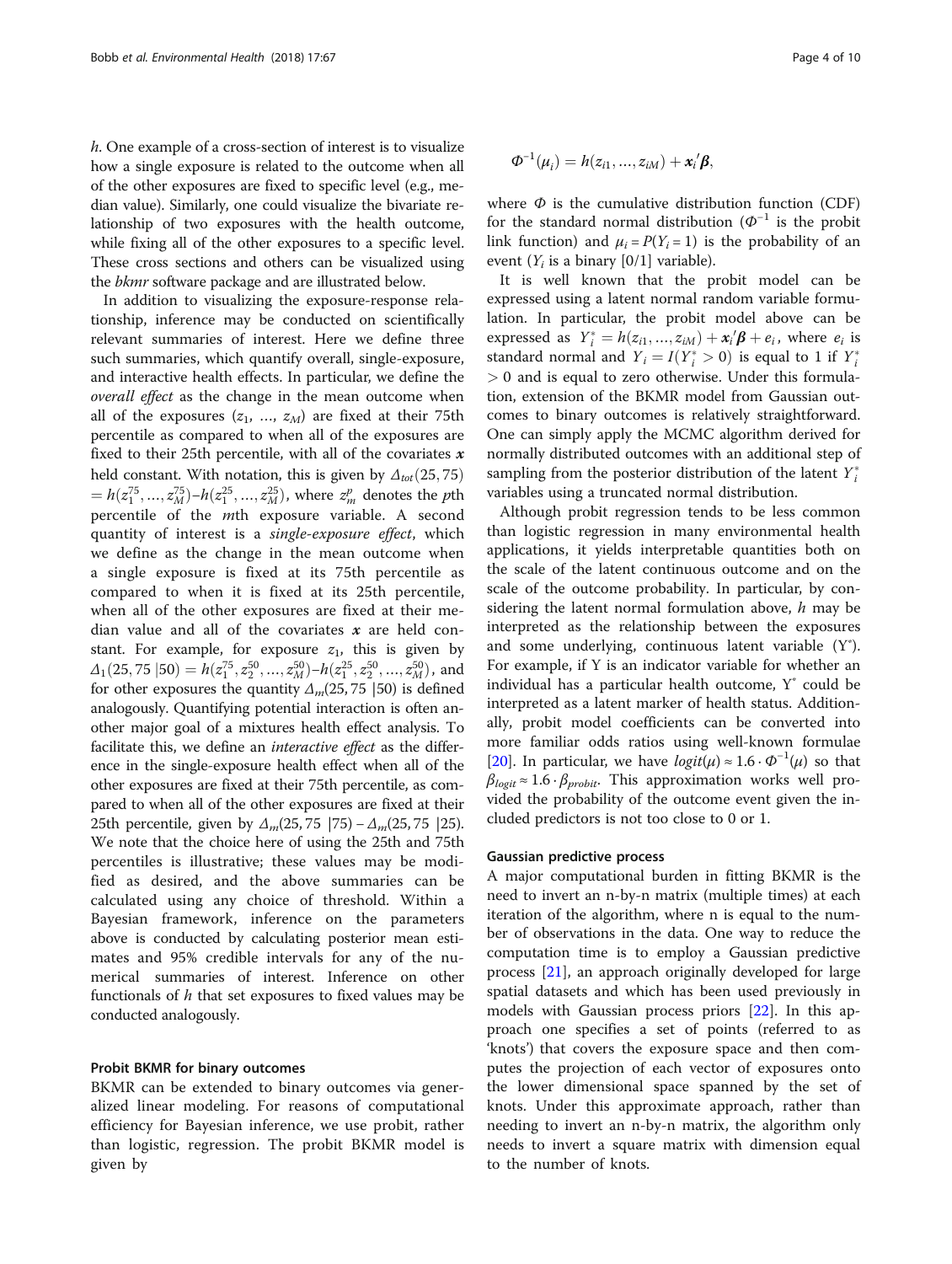*h*. One example of a cross-section of interest is to visualize how a single exposure is related to the outcome when all of the other exposures are fixed to specific level (e.g., median value). Similarly, one could visualize the bivariate relationship of two exposures with the health outcome, while fixing all of the other exposures to a specific level. These cross sections and others can be visualized using the *bkmr* software package and are illustrated below.

In addition to visualizing the exposure-response relationship, inference may be conducted on scientifically relevant summaries of interest. Here we define three such summaries, which quantify overall, single-exposure, and interactive health effects. In particular, we define the *overall effect* as the change in the mean outcome when all of the exposures $(z_1, \ldots, z_M)$ are fixed at their 75th percentile as compared to when all of the exposures are fixed to their 25th percentile, with all of the covariates $\boldsymbol{x}$ held constant. With notation, this is given by $\Delta_{tot}(25, 75) = h(z_1^{75}, \ldots, z_M^{75}) - h(z_1^{25}, \ldots, z_M^{25})$, where $z_m^p$ denotes the *p*th percentile of the *m*th exposure variable. A second quantity of interest is a *single-exposure effect*, which we define as the change in the mean outcome when a single exposure is fixed at its 75th percentile as compared to when it is fixed at its 25th percentile, when all of the other exposures are fixed at their median value and all of the covariates $\boldsymbol{x}$ are held constant. For example, for exposure $z_1$, this is given by $\Delta_1(25, 75\ |50) = h(z_1^{75}, z_2^{50}, \ldots, z_M^{50}) - h(z_1^{25}, z_2^{50}, \ldots, z_M^{50})$, and for other exposures the quantity $\Delta_m(25, 75\ |50)$ is defined analogously. Quantifying potential interaction is often another major goal of a mixtures health effect analysis. To facilitate this, we define an *interactive effect* as the difference in the single-exposure health effect when all of the other exposures are fixed at their 75th percentile, as compared to when all of the other exposures are fixed at their 25th percentile, given by $\Delta_m(25, 75\ |75) - \Delta_m(25, 75\ |25)$. We note that the choice here of using the 25th and 75th percentiles is illustrative; these values may be modified as desired, and the above summaries can be calculated using any choice of threshold. Within a Bayesian framework, inference on the parameters above is conducted by calculating posterior mean estimates and 95% credible intervals for any of the numerical summaries of interest. Inference on other functionals of $h$ that set exposures to fixed values may be conducted analogously.

### Probit BKMR for binary outcomes

BKMR can be extended to binary outcomes via generalized linear modeling. For reasons of computational efficiency for Bayesian inference, we use probit, rather than logistic, regression. The probit BKMR model is given by

$$\Phi^{-1}(\mu_i) = h(z_{i1}, \ldots, z_{iM}) + \boldsymbol{x}_i'\boldsymbol{\beta},$$

where $\Phi$ is the cumulative distribution function (CDF) for the standard normal distribution ($\Phi^{-1}$ is the probit link function) and $\mu_i = P(Y_i = 1)$ is the probability of an event ($Y_i$ is a binary [0/1] variable).

It is well known that the probit model can be expressed using a latent normal random variable formulation. In particular, the probit model above can be expressed as $Y_i^* = h(z_{i1}, \ldots, z_{iM}) + \boldsymbol{x}_i'\boldsymbol{\beta} + e_i$, where $e_i$ is standard normal and $Y_i = I(Y_i^* > 0)$ is equal to 1 if $Y_i^* > 0$ and is equal to zero otherwise. Under this formulation, extension of the BKMR model from Gaussian outcomes to binary outcomes is relatively straightforward. One can simply apply the MCMC algorithm derived for normally distributed outcomes with an additional step of sampling from the posterior distribution of the latent $Y_i^*$ variables using a truncated normal distribution.

Although probit regression tends to be less common than logistic regression in many environmental health applications, it yields interpretable quantities both on the scale of the latent continuous outcome and on the scale of the outcome probability. In particular, by considering the latent normal formulation above, $h$ may be interpreted as the relationship between the exposures and some underlying, continuous latent variable ($Y^*$). For example, if Y is an indicator variable for whether an individual has a particular health outcome, $Y^*$ could be interpreted as a latent marker of health status. Additionally, probit model coefficients can be converted into more familiar odds ratios using well-known formulae [20]. In particular, we have $logit(\mu) \approx 1.6 \cdot \Phi^{-1}(\mu)$ so that $\beta_{logit} \approx 1.6 \cdot \beta_{probit}$. This approximation works well provided the probability of the outcome event given the included predictors is not too close to 0 or 1.

### Gaussian predictive process

A major computational burden in fitting BKMR is the need to invert an n-by-n matrix (multiple times) at each iteration of the algorithm, where n is equal to the number of observations in the data. One way to reduce the computation time is to employ a Gaussian predictive process [21], an approach originally developed for large spatial datasets and which has been used previously in models with Gaussian process priors [22]. In this approach one specifies a set of points (referred to as 'knots') that covers the exposure space and then computes the projection of each vector of exposures onto the lower dimensional space spanned by the set of knots. Under this approximate approach, rather than needing to invert an n-by-n matrix, the algorithm only needs to invert a square matrix with dimension equal to the number of knots.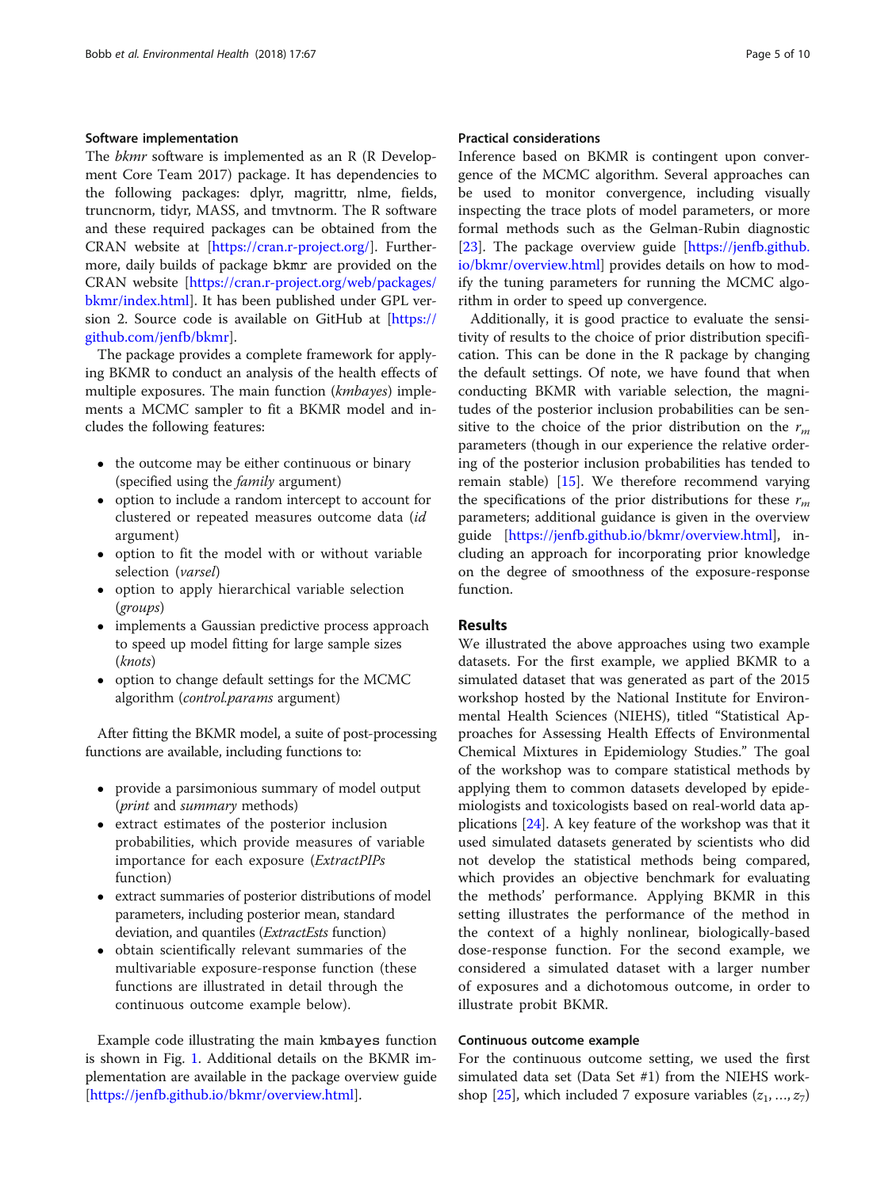### Software implementation

The *bkmr* software is implemented as an R (R Development Core Team 2017) package. It has dependencies to the following packages: dplyr, magrittr, nlme, fields, truncnorm, tidyr, MASS, and tmvtnorm. The R software and these required packages can be obtained from the CRAN website at [https://cran.r-project.org/]. Furthermore, daily builds of package `bkmr` are provided on the CRAN website [https://cran.r-project.org/web/packages/bkmr/index.html]. It has been published under GPL version 2. Source code is available on GitHub at [https://github.com/jenfb/bkmr].

The package provides a complete framework for applying BKMR to conduct an analysis of the health effects of multiple exposures. The main function (*kmbayes*) implements a MCMC sampler to fit a BKMR model and includes the following features:

- the outcome may be either continuous or binary (specified using the *family* argument)
- option to include a random intercept to account for clustered or repeated measures outcome data (*id* argument)
- option to fit the model with or without variable selection (*varsel*)
- option to apply hierarchical variable selection (*groups*)
- implements a Gaussian predictive process approach to speed up model fitting for large sample sizes (*knots*)
- option to change default settings for the MCMC algorithm (*control.params* argument)

After fitting the BKMR model, a suite of post-processing functions are available, including functions to:

- provide a parsimonious summary of model output (*print* and *summary* methods)
- extract estimates of the posterior inclusion probabilities, which provide measures of variable importance for each exposure (*ExtractPIPs* function)
- extract summaries of posterior distributions of model parameters, including posterior mean, standard deviation, and quantiles (*ExtractEsts* function)
- obtain scientifically relevant summaries of the multivariable exposure-response function (these functions are illustrated in detail through the continuous outcome example below).

Example code illustrating the main `kmbayes` function is shown in Fig. 1. Additional details on the BKMR implementation are available in the package overview guide [https://jenfb.github.io/bkmr/overview.html].

### Practical considerations

Inference based on BKMR is contingent upon convergence of the MCMC algorithm. Several approaches can be used to monitor convergence, including visually inspecting the trace plots of model parameters, or more formal methods such as the Gelman-Rubin diagnostic [23]. The package overview guide [https://jenfb.github.io/bkmr/overview.html] provides details on how to modify the tuning parameters for running the MCMC algorithm in order to speed up convergence.

Additionally, it is good practice to evaluate the sensitivity of results to the choice of prior distribution specification. This can be done in the R package by changing the default settings. Of note, we have found that when conducting BKMR with variable selection, the magnitudes of the posterior inclusion probabilities can be sensitive to the choice of the prior distribution on the $r_m$ parameters (though in our experience the relative ordering of the posterior inclusion probabilities has tended to remain stable) [15]. We therefore recommend varying the specifications of the prior distributions for these $r_m$ parameters; additional guidance is given in the overview guide [https://jenfb.github.io/bkmr/overview.html], including an approach for incorporating prior knowledge on the degree of smoothness of the exposure-response function.

## Results

We illustrated the above approaches using two example datasets. For the first example, we applied BKMR to a simulated dataset that was generated as part of the 2015 workshop hosted by the National Institute for Environmental Health Sciences (NIEHS), titled "Statistical Approaches for Assessing Health Effects of Environmental Chemical Mixtures in Epidemiology Studies." The goal of the workshop was to compare statistical methods by applying them to common datasets developed by epidemiologists and toxicologists based on real-world data applications [24]. A key feature of the workshop was that it used simulated datasets generated by scientists who did not develop the statistical methods being compared, which provides an objective benchmark for evaluating the methods' performance. Applying BKMR in this setting illustrates the performance of the method in the context of a highly nonlinear, biologically-based dose-response function. For the second example, we considered a simulated dataset with a larger number of exposures and a dichotomous outcome, in order to illustrate probit BKMR.

### Continuous outcome example

For the continuous outcome setting, we used the first simulated data set (Data Set #1) from the NIEHS workshop [25], which included 7 exposure variables ($z_1, \ldots, z_7$)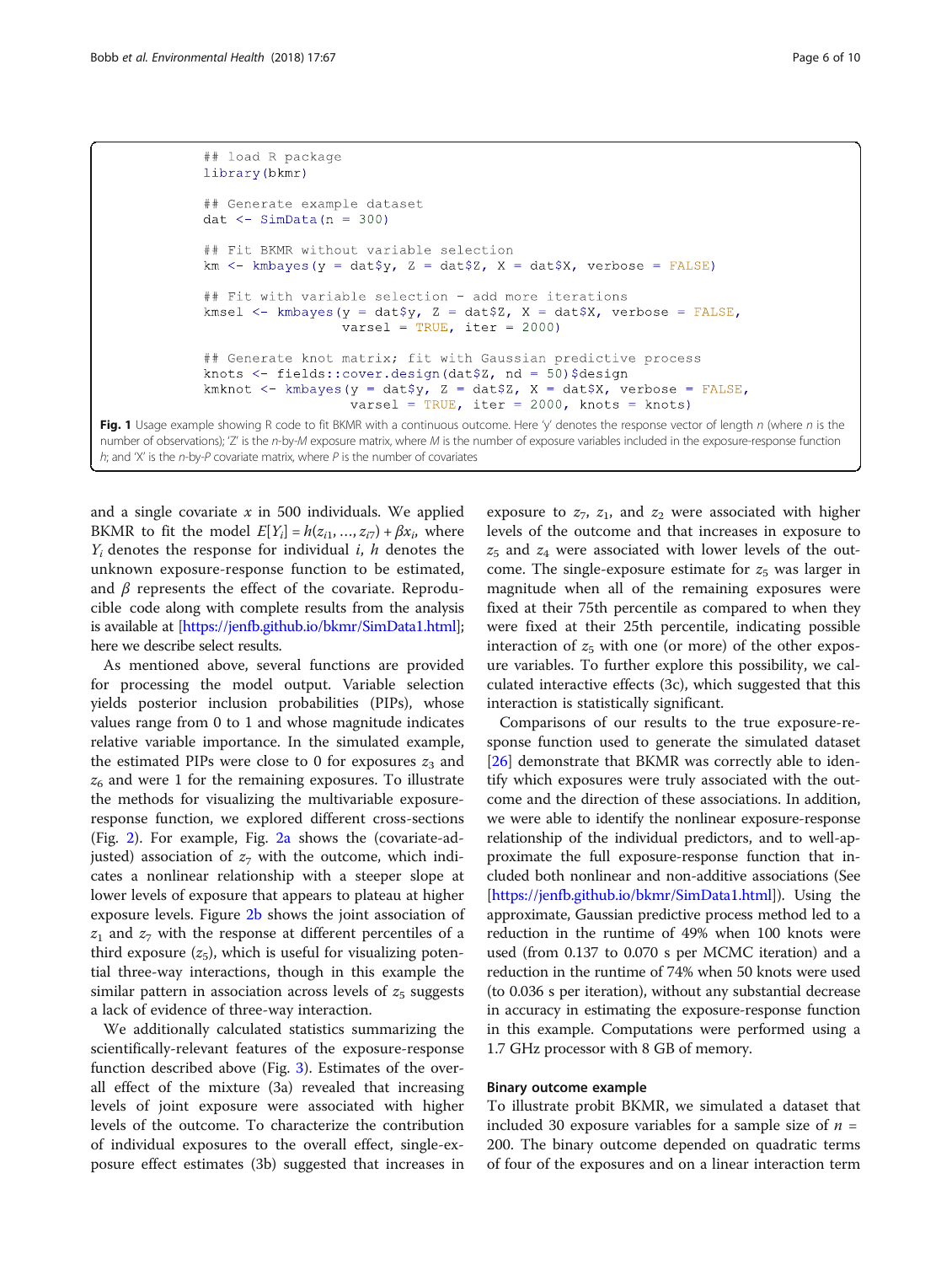```
## load R package
library(bkmr)

## Generate example dataset
dat <- SimData(n = 300)

## Fit BKMR without variable selection
km <- kmbayes(y = dat$y, Z = dat$Z, X = dat$X, verbose = FALSE)

## Fit with variable selection - add more iterations
kmsel <- kmbayes(y = dat$y, Z = dat$Z, X = dat$X, verbose = FALSE,
                 varsel = TRUE, iter = 2000)

## Generate knot matrix; fit with Gaussian predictive process
knots <- fields::cover.design(dat$Z, nd = 50)$design
kmknot <- kmbayes(y = dat$y, Z = dat$Z, X = dat$X, verbose = FALSE,
                  varsel = TRUE, iter = 2000, knots = knots)
```

**Fig. 1** Usage example showing R code to fit BKMR with a continuous outcome. Here 'y' denotes the response vector of length $n$ (where $n$ is the number of observations); 'Z' is the $n$-by-$M$ exposure matrix, where $M$ is the number of exposure variables included in the exposure-response function $h$; and 'X' is the $n$-by-$P$ covariate matrix, where $P$ is the number of covariates

and a single covariate $x$ in 500 individuals. We applied BKMR to fit the model $E[Y_i] = h(z_{i1}, \ldots, z_{i7}) + \beta x_i$, where $Y_i$ denotes the response for individual $i$, $h$ denotes the unknown exposure-response function to be estimated, and $\beta$ represents the effect of the covariate. Reproducible code along with complete results from the analysis is available at [https://jenfb.github.io/bkmr/SimData1.html]; here we describe select results.

As mentioned above, several functions are provided for processing the model output. Variable selection yields posterior inclusion probabilities (PIPs), whose values range from 0 to 1 and whose magnitude indicates relative variable importance. In the simulated example, the estimated PIPs were close to 0 for exposures $z_3$ and $z_6$ and were 1 for the remaining exposures. To illustrate the methods for visualizing the multivariable exposure-response function, we explored different cross-sections (Fig. 2). For example, Fig. 2a shows the (covariate-adjusted) association of $z_7$ with the outcome, which indicates a nonlinear relationship with a steeper slope at lower levels of exposure that appears to plateau at higher exposure levels. Figure 2b shows the joint association of $z_1$ and $z_7$ with the response at different percentiles of a third exposure ($z_5$), which is useful for visualizing potential three-way interactions, though in this example the similar pattern in association across levels of $z_5$ suggests a lack of evidence of three-way interaction.

We additionally calculated statistics summarizing the scientifically-relevant features of the exposure-response function described above (Fig. 3). Estimates of the overall effect of the mixture (3a) revealed that increasing levels of joint exposure were associated with higher levels of the outcome. To characterize the contribution of individual exposures to the overall effect, single-exposure effect estimates (3b) suggested that increases in exposure to $z_7$, $z_1$, and $z_2$ were associated with higher levels of the outcome and that increases in exposure to $z_5$ and $z_4$ were associated with lower levels of the outcome. The single-exposure estimate for $z_5$ was larger in magnitude when all of the remaining exposures were fixed at their 75th percentile as compared to when they were fixed at their 25th percentile, indicating possible interaction of $z_5$ with one (or more) of the other exposure variables. To further explore this possibility, we calculated interactive effects (3c), which suggested that this interaction is statistically significant.

Comparisons of our results to the true exposure-response function used to generate the simulated dataset [26] demonstrate that BKMR was correctly able to identify which exposures were truly associated with the outcome and the direction of these associations. In addition, we were able to identify the nonlinear exposure-response relationship of the individual predictors, and to well-approximate the full exposure-response function that included both nonlinear and non-additive associations (See [https://jenfb.github.io/bkmr/SimData1.html]). Using the approximate, Gaussian predictive process method led to a reduction in the runtime of 49% when 100 knots were used (from 0.137 to 0.070 s per MCMC iteration) and a reduction in the runtime of 74% when 50 knots were used (to 0.036 s per iteration), without any substantial decrease in accuracy in estimating the exposure-response function in this example. Computations were performed using a 1.7 GHz processor with 8 GB of memory.

### Binary outcome example

To illustrate probit BKMR, we simulated a dataset that included 30 exposure variables for a sample size of $n$ = 200. The binary outcome depended on quadratic terms of four of the exposures and on a linear interaction term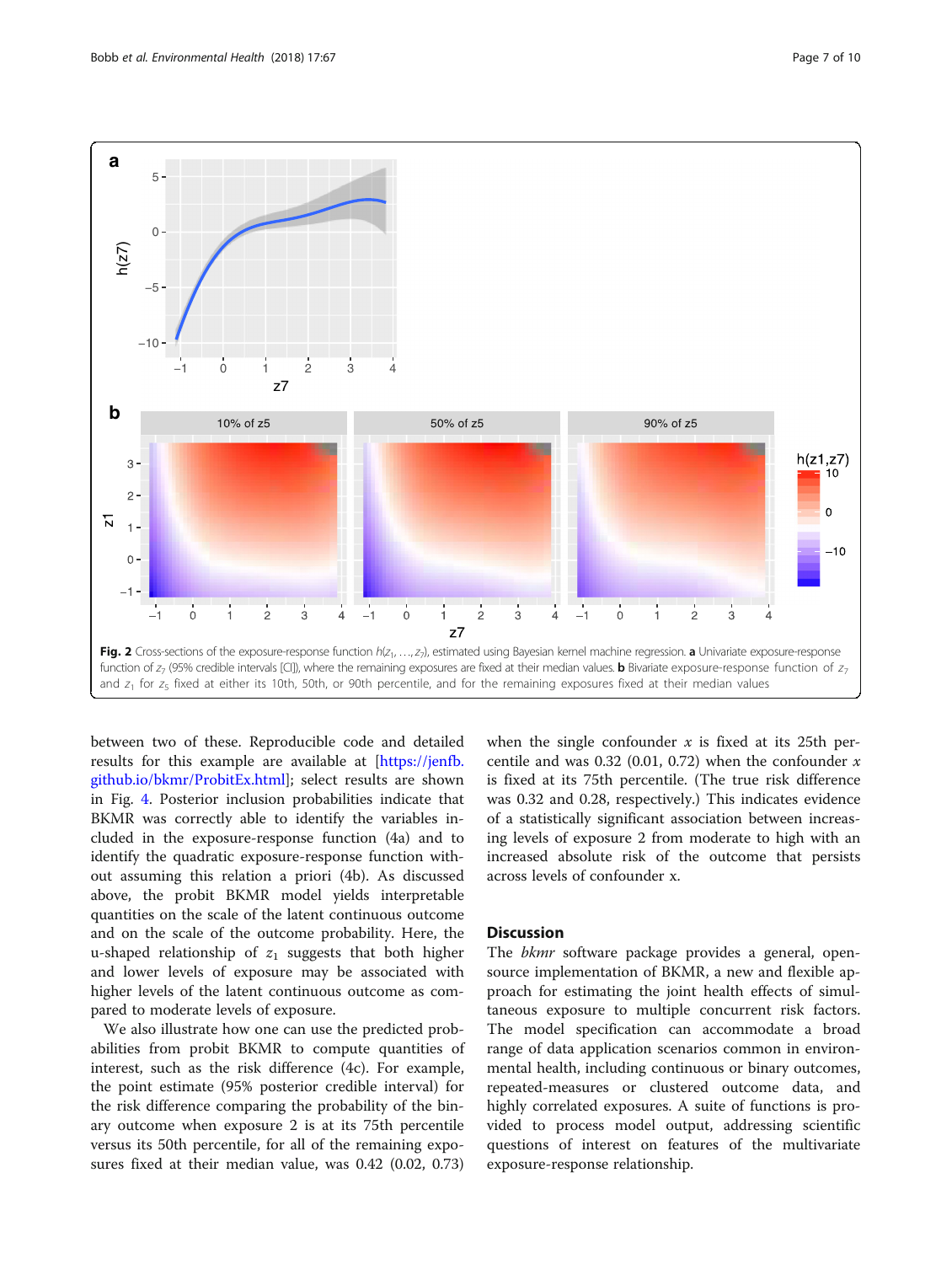**Fig. 2** Cross-sections of the exposure-response function $h(z_1, \ldots, z_7)$, estimated using Bayesian kernel machine regression. **a** Univariate exposure-response function of $z_7$ (95% credible intervals [CI]), where the remaining exposures are fixed at their median values. **b** Bivariate exposure-response function of $z_7$ and $z_1$ for $z_5$ fixed at either its 10th, 50th, or 90th percentile, and for the remaining exposures fixed at their median values

between two of these. Reproducible code and detailed results for this example are available at [https://jenfb.github.io/bkmr/ProbitEx.html]; select results are shown in Fig. 4. Posterior inclusion probabilities indicate that BKMR was correctly able to identify the variables included in the exposure-response function (4a) and to identify the quadratic exposure-response function without assuming this relation a priori (4b). As discussed above, the probit BKMR model yields interpretable quantities on the scale of the latent continuous outcome and on the scale of the outcome probability. Here, the u-shaped relationship of $z_1$ suggests that both higher and lower levels of exposure may be associated with higher levels of the latent continuous outcome as compared to moderate levels of exposure.

We also illustrate how one can use the predicted probabilities from probit BKMR to compute quantities of interest, such as the risk difference (4c). For example, the point estimate (95% posterior credible interval) for the risk difference comparing the probability of the binary outcome when exposure 2 is at its 75th percentile versus its 50th percentile, for all of the remaining exposures fixed at their median value, was 0.42 (0.02, 0.73) when the single confounder $x$ is fixed at its 25th percentile and was 0.32 (0.01, 0.72) when the confounder $x$ is fixed at its 75th percentile. (The true risk difference was 0.32 and 0.28, respectively.) This indicates evidence of a statistically significant association between increasing levels of exposure 2 from moderate to high with an increased absolute risk of the outcome that persists across levels of confounder x.

## Discussion

The *bkmr* software package provides a general, open-source implementation of BKMR, a new and flexible approach for estimating the joint health effects of simultaneous exposure to multiple concurrent risk factors. The model specification can accommodate a broad range of data application scenarios common in environmental health, including continuous or binary outcomes, repeated-measures or clustered outcome data, and highly correlated exposures. A suite of functions is provided to process model output, addressing scientific questions of interest on features of the multivariate exposure-response relationship.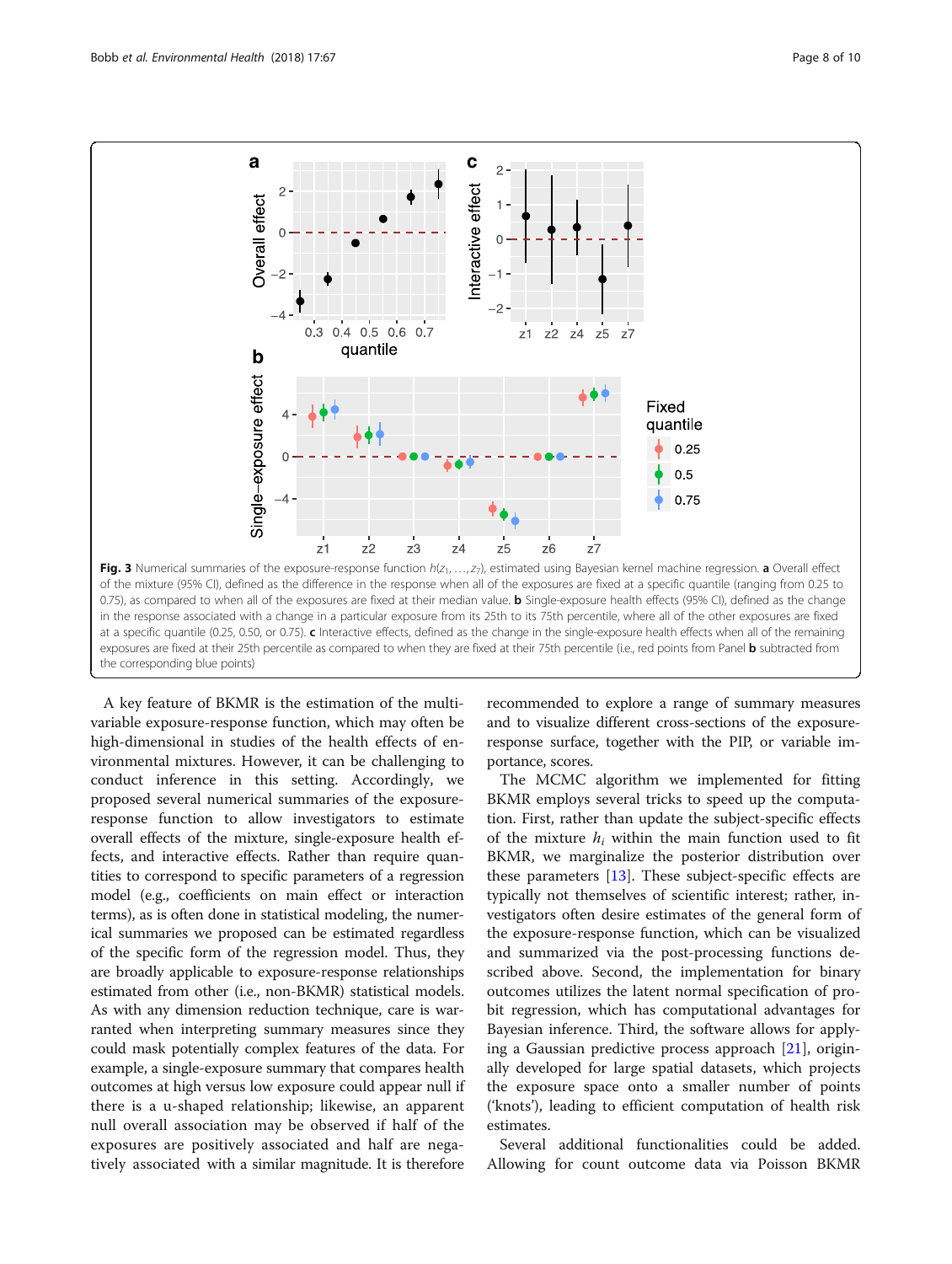a

Overall effect

2
0
−2
−4

0.3 0.4 0.5 0.6 0.7

quantile

c

Interactive effect

2
1
0
−1
−2

z1 z2 z4 z5 z7

b

Single−exposure effect

4
0
−4

z1 z2 z3 z4 z5 z6 z7

Fixed quantile

0.25

0.5

0.75

**Fig. 3** Numerical summaries of the exposure-response function $h(z_1, \ldots, z_7)$, estimated using Bayesian kernel machine regression. **a** Overall effect of the mixture (95% CI), defined as the difference in the response when all of the exposures are fixed at a specific quantile (ranging from 0.25 to 0.75), as compared to when all of the exposures are fixed at their median value. **b** Single-exposure health effects (95% CI), defined as the change in the response associated with a change in a particular exposure from its 25th to its 75th percentile, where all of the other exposures are fixed at a specific quantile (0.25, 0.50, or 0.75). **c** Interactive effects, defined as the change in the single-exposure health effects when all of the remaining exposures are fixed at their 25th percentile as compared to when they are fixed at their 75th percentile (i.e., red points from Panel **b** subtracted from the corresponding blue points)

A key feature of BKMR is the estimation of the multivariable exposure-response function, which may often be high-dimensional in studies of the health effects of environmental mixtures. However, it can be challenging to conduct inference in this setting. Accordingly, we proposed several numerical summaries of the exposure-response function to allow investigators to estimate overall effects of the mixture, single-exposure health effects, and interactive effects. Rather than require quantities to correspond to specific parameters of a regression model (e.g., coefficients on main effect or interaction terms), as is often done in statistical modeling, the numerical summaries we proposed can be estimated regardless of the specific form of the regression model. Thus, they are broadly applicable to exposure-response relationships estimated from other (i.e., non-BKMR) statistical models. As with any dimension reduction technique, care is warranted when interpreting summary measures since they could mask potentially complex features of the data. For example, a single-exposure summary that compares health outcomes at high versus low exposure could appear null if there is a u-shaped relationship; likewise, an apparent null overall association may be observed if half of the exposures are positively associated and half are negatively associated with a similar magnitude. It is therefore recommended to explore a range of summary measures and to visualize different cross-sections of the exposure-response surface, together with the PIP, or variable importance, scores.

The MCMC algorithm we implemented for fitting BKMR employs several tricks to speed up the computation. First, rather than update the subject-specific effects of the mixture $h_i$ within the main function used to fit BKMR, we marginalize the posterior distribution over these parameters [13]. These subject-specific effects are typically not themselves of scientific interest; rather, investigators often desire estimates of the general form of the exposure-response function, which can be visualized and summarized via the post-processing functions described above. Second, the implementation for binary outcomes utilizes the latent normal specification of probit regression, which has computational advantages for Bayesian inference. Third, the software allows for applying a Gaussian predictive process approach [21], originally developed for large spatial datasets, which projects the exposure space onto a smaller number of points ('knots'), leading to efficient computation of health risk estimates.

Several additional functionalities could be added. Allowing for count outcome data via Poisson BKMR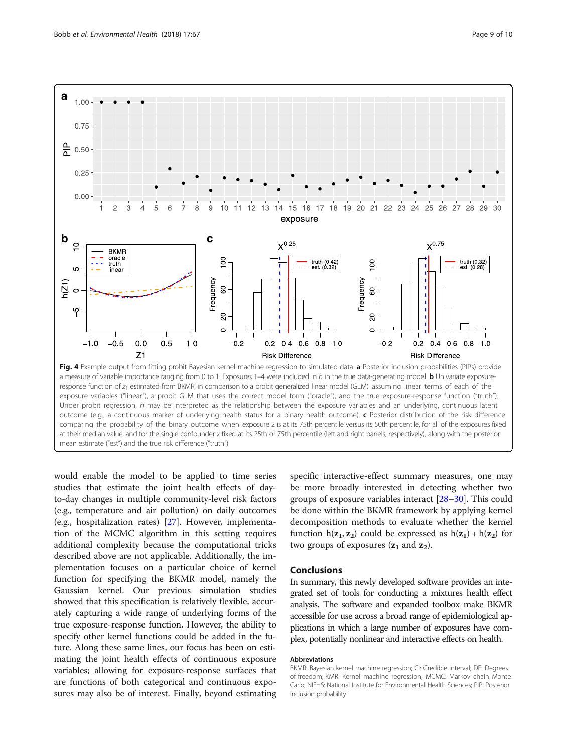**Fig. 4** Example output from fitting probit Bayesian kernel machine regression to simulated data. **a** Posterior inclusion probabilities (PIPs) provide a measure of variable importance ranging from 0 to 1. Exposures 1–4 were included in *h* in the true data-generating model. **b** Univariate exposure-response function of $z_1$ estimated from BKMR, in comparison to a probit generalized linear model (GLM) assuming linear terms of each of the exposure variables ("linear"), a probit GLM that uses the correct model form ("oracle"), and the true exposure-response function ("truth"). Under probit regression, *h* may be interpreted as the relationship between the exposure variables and an underlying, continuous latent outcome (e.g., a continuous marker of underlying health status for a binary health outcome). **c** Posterior distribution of the risk difference comparing the probability of the binary outcome when exposure 2 is at its 75th percentile versus its 50th percentile, for all of the exposures fixed at their median value, and for the single confounder *x* fixed at its 25th or 75th percentile (left and right panels, respectively), along with the posterior mean estimate ("est") and the true risk difference ("truth")

would enable the model to be applied to time series studies that estimate the joint health effects of day-to-day changes in multiple community-level risk factors (e.g., temperature and air pollution) on daily outcomes (e.g., hospitalization rates) [27]. However, implementation of the MCMC algorithm in this setting requires additional complexity because the computational tricks described above are not applicable. Additionally, the implementation focuses on a particular choice of kernel function for specifying the BKMR model, namely the Gaussian kernel. Our previous simulation studies showed that this specification is relatively flexible, accurately capturing a wide range of underlying forms of the true exposure-response function. However, the ability to specify other kernel functions could be added in the future. Along these same lines, our focus has been on estimating the joint health effects of continuous exposure variables; allowing for exposure-response surfaces that are functions of both categorical and continuous exposures may also be of interest. Finally, beyond estimating specific interactive-effect summary measures, one may be more broadly interested in detecting whether two groups of exposure variables interact [28–30]. This could be done within the BKMR framework by applying kernel decomposition methods to evaluate whether the kernel function $h(\mathbf{z}_1, \mathbf{z}_2)$ could be expressed as $h(\mathbf{z}_1) + h(\mathbf{z}_2)$ for two groups of exposures ($\mathbf{z}_1$ and $\mathbf{z}_2$).

## Conclusions

In summary, this newly developed software provides an integrated set of tools for conducting a mixtures health effect analysis. The software and expanded toolbox make BKMR accessible for use across a broad range of epidemiological applications in which a large number of exposures have complex, potentially nonlinear and interactive effects on health.

### Abbreviations

BKMR: Bayesian kernel machine regression; CI: Credible interval; DF: Degrees of freedom; KMR: Kernel machine regression; MCMC: Markov chain Monte Carlo; NIEHS: National Institute for Environmental Health Sciences; PIP: Posterior inclusion probability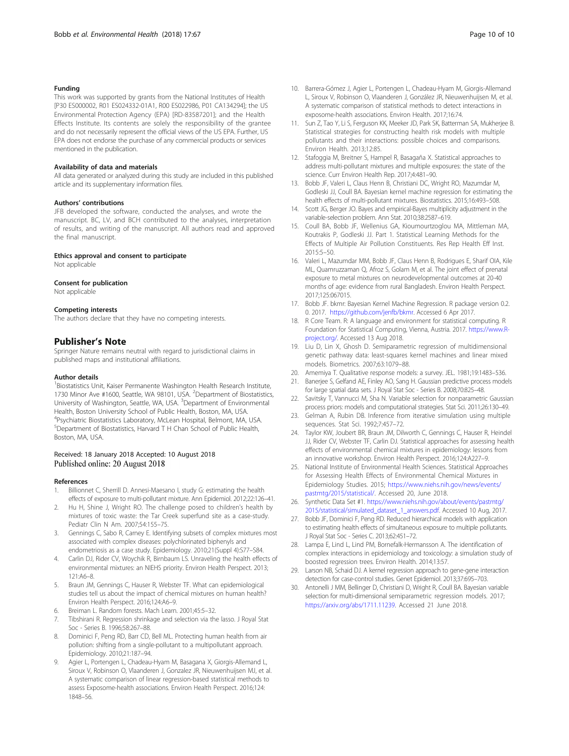### Funding

This work was supported by grants from the National Institutes of Health [P30 ES000002, R01 ES024332-01A1, R00 ES022986, P01 CA134294]; the US Environmental Protection Agency (EPA) [RD-83587201]; and the Health Effects Institute. Its contents are solely the responsibility of the grantee and do not necessarily represent the official views of the US EPA. Further, US EPA does not endorse the purchase of any commercial products or services mentioned in the publication.

### Availability of data and materials

All data generated or analyzed during this study are included in this published article and its supplementary information files.

### Authors' contributions

JFB developed the software, conducted the analyses, and wrote the manuscript. BC, LV, and BCH contributed to the analyses, interpretation of results, and writing of the manuscript. All authors read and approved the final manuscript.

### Ethics approval and consent to participate

Not applicable

### Consent for publication

Not applicable

### Competing interests

The authors declare that they have no competing interests.

## Publisher's Note

Springer Nature remains neutral with regard to jurisdictional claims in published maps and institutional affiliations.

### Author details

[1]Biostatistics Unit, Kaiser Permanente Washington Health Research Institute, 1730 Minor Ave #1600, Seattle, WA 98101, USA. [2]Department of Biostatistics, University of Washington, Seattle, WA, USA. [3]Department of Environmental Health, Boston University School of Public Health, Boston, MA, USA. [4]Psychiatric Biostatistics Laboratory, McLean Hospital, Belmont, MA, USA. [5]Department of Biostatistics, Harvard T H Chan School of Public Health, Boston, MA, USA.

Received: 18 January 2018 Accepted: 10 August 2018
Published online: 20 August 2018

### References

1. Billionnet C, Sherrill D. Annesi-Maesano I, study G: estimating the health effects of exposure to multi-pollutant mixture. Ann Epidemiol. 2012;22:126–41.
2. Hu H, Shine J, Wright RO. The challenge posed to children's health by mixtures of toxic waste: the Tar Creek superfund site as a case-study. Pediatr Clin N Am. 2007;54:155–75.
3. Gennings C, Sabo R, Carney E. Identifying subsets of complex mixtures most associated with complex diseases: polychlorinated biphenyls and endometriosis as a case study. Epidemiology. 2010;21(Suppl 4):S77–S84.
4. Carlin DJ, Rider CV, Woychik R, Birnbaum LS. Unraveling the health effects of environmental mixtures: an NIEHS priority. Environ Health Perspect. 2013; 121:A6–8.
5. Braun JM, Gennings C, Hauser R, Webster TF. What can epidemiological studies tell us about the impact of chemical mixtures on human health? Environ Health Perspect. 2016;124:A6–9.
6. Breiman L. Random forests. Mach Learn. 2001;45:5–32.
7. Tibshirani R. Regression shrinkage and selection via the lasso. J Royal Stat Soc - Series B. 1996;58:267–88.
8. Dominici F, Peng RD, Barr CD, Bell ML. Protecting human health from air pollution: shifting from a single-pollutant to a multipollutant approach. Epidemiology. 2010;21:187–94.
9. Agier L, Portengen L, Chadeau-Hyam M, Basagana X, Giorgis-Allemand L, Siroux V, Robinson O, Vlaanderen J, Gonzalez JR, Nieuwenhuijsen MJ, et al. A systematic comparison of linear regression-based statistical methods to assess Exposome-health associations. Environ Health Perspect. 2016;124: 1848–56.
10. Barrera-Gómez J, Agier L, Portengen L, Chadeau-Hyam M, Giorgis-Allemand L, Siroux V, Robinson O, Vlaanderen J, González JR, Nieuwenhuijsen M, et al. A systematic comparison of statistical methods to detect interactions in exposome-health associations. Environ Health. 2017;16:74.
11. Sun Z, Tao Y, Li S, Ferguson KK, Meeker JD, Park SK, Batterman SA, Mukherjee B. Statistical strategies for constructing health risk models with multiple pollutants and their interactions: possible choices and comparisons. Environ Health. 2013;12:85.
12. Stafoggia M, Breitner S, Hampel R, Basagaña X. Statistical approaches to address multi-pollutant mixtures and multiple exposures: the state of the science. Curr Environ Health Rep. 2017;4:481–90.
13. Bobb JF, Valeri L, Claus Henn B, Christiani DC, Wright RO, Mazumdar M, Godleski JJ, Coull BA. Bayesian kernel machine regression for estimating the health effects of multi-pollutant mixtures. Biostatistics. 2015;16:493–508.
14. Scott JG, Berger JO. Bayes and empirical-Bayes multiplicity adjustment in the variable-selection problem. Ann Stat. 2010;38:2587–619.
15. Coull BA, Bobb JF, Wellenius GA, Kioumourtzoglou MA, Mittleman MA, Koutrakis P, Godleski JJ. Part 1. Statistical Learning Methods for the Effects of Multiple Air Pollution Constituents. Res Rep Health Eff Inst. 2015:5–50.
16. Valeri L, Mazumdar MM, Bobb JF, Claus Henn B, Rodrigues E, Sharif OIA, Kile ML, Quamruzzaman Q, Afroz S, Golam M, et al. The joint effect of prenatal exposure to metal mixtures on neurodevelopmental outcomes at 20-40 months of age: evidence from rural Bangladesh. Environ Health Perspect. 2017;125:067015.
17. Bobb JF. bkmr: Bayesian Kernel Machine Regression. R package version 0.2. 0. 2017. https://github.com/jenfb/bkmr. Accessed 6 Apr 2017.
18. R Core Team. R: A language and environment for statistical computing. R Foundation for Statistical Computing, Vienna, Austria. 2017. https://www.R-project.org/. Accessed 13 Aug 2018.
19. Liu D, Lin X, Ghosh D. Semiparametric regression of multidimensional genetic pathway data: least-squares kernel machines and linear mixed models. Biometrics. 2007;63:1079–88.
20. Amemiya T. Qualitative response models: a survey. JEL. 1981;19:1483–536.
21. Banerjee S, Gelfand AE, Finley AO, Sang H. Gaussian predictive process models for large spatial data sets. J Royal Stat Soc - Series B. 2008;70:825–48.
22. Savitsky T, Vannucci M, Sha N. Variable selection for nonparametric Gaussian process priors: models and computational strategies. Stat Sci. 2011;26:130–49.
23. Gelman A, Rubin DB. Inference from iterative simulation using multiple sequences. Stat Sci. 1992;7:457–72.
24. Taylor KW, Joubert BR, Braun JM, Dilworth C, Gennings C, Hauser R, Heindel JJ, Rider CV, Webster TF, Carlin DJ. Statistical approaches for assessing health effects of environmental chemical mixtures in epidemiology: lessons from an innovative workshop. Environ Health Perspect. 2016;124:A227–9.
25. National Institute of Environmental Health Sciences. Statistical Approaches for Assessing Health Effects of Environmental Chemical Mixtures in Epidemiology Studies. 2015; https://www.niehs.nih.gov/news/events/pastmtg/2015/statistical/. Accessed 20, June 2018.
26. Synthetic Data Set #1. https://www.niehs.nih.gov/about/events/pastmtg/2015/statistical/simulated_dataset_1_answers.pdf. Accessed 10 Aug, 2017.
27. Bobb JF, Dominici F, Peng RD. Reduced hierarchical models with application to estimating health effects of simultaneous exposure to multiple pollutants. J Royal Stat Soc - Series C. 2013;62:451–72.
28. Lampa E, Lind L, Lind PM, Bornefalk-Hermansson A. The identification of complex interactions in epidemiology and toxicology: a simulation study of boosted regression trees. Environ Health. 2014;13:57.
29. Larson NB, Schaid DJ. A kernel regression approach to gene-gene interaction detection for case-control studies. Genet Epidemiol. 2013;37:695–703.
30. Antonelli J MM, Bellinger D, Christiani D, Wright R, Coull BA. Bayesian variable selection for multi-dimensional semiparametric regression models. 2017; https://arxiv.org/abs/1711.11239. Accessed 21 June 2018.